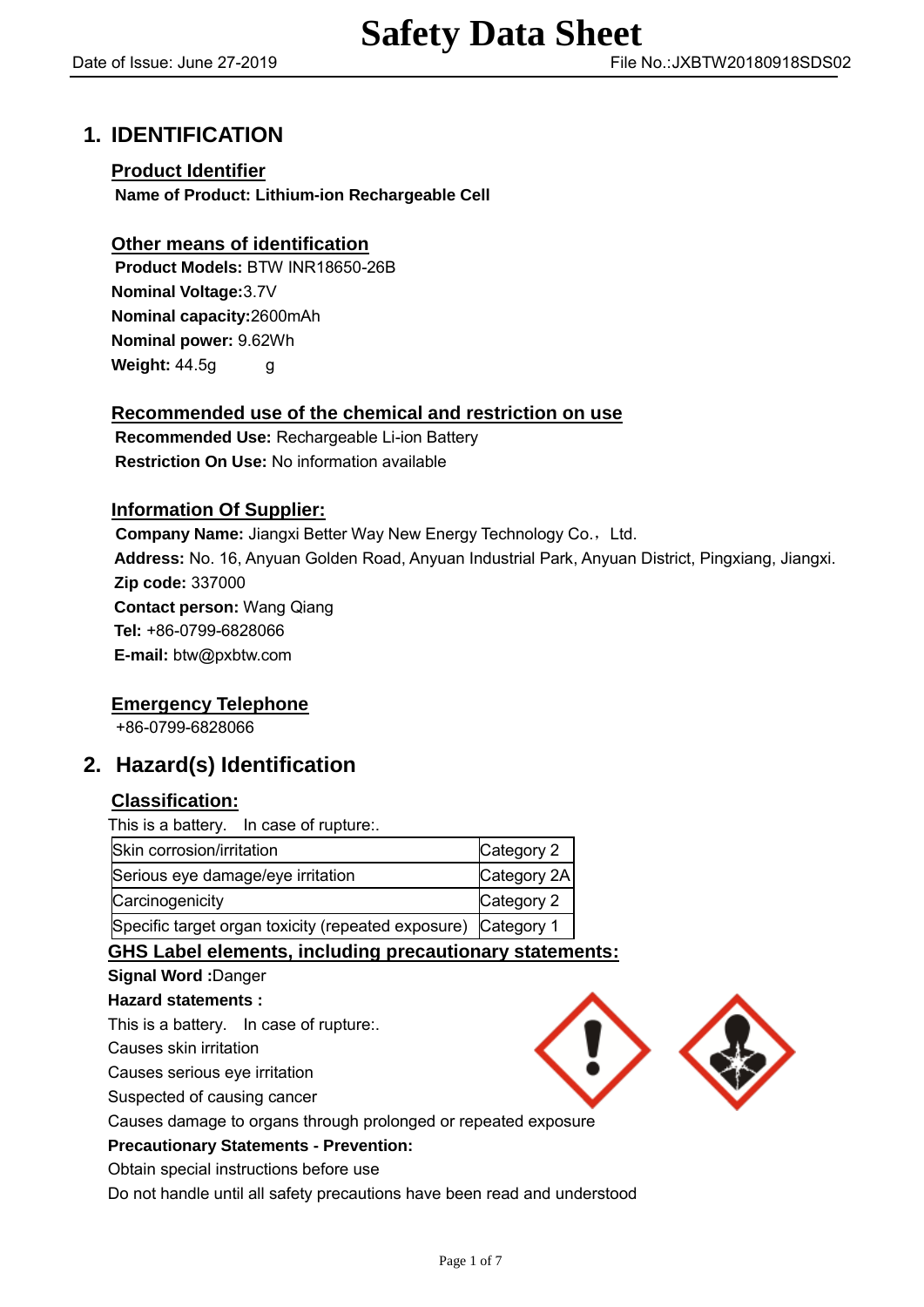# Safety Data Sheet

Date of Issue: June 27-2019 File No.:JXBTW20180918SDS02

## 1. IDENTIFICATION

### Product Identifier

**Name of Product: Lithium-ion Rechargeable Cell**

### Other means of identification

**Product Models:** BTW INR18650-26B
**Nominal Voltage:**3.7V
**Nominal capacity:**2600mAh
**Nominal power:** 9.62Wh
**Weight:** 44.5g g

### Recommended use of the chemical and restriction on use

**Recommended Use:** Rechargeable Li-ion Battery
**Restriction On Use:** No information available

### Information Of Supplier:

**Company Name:** Jiangxi Better Way New Energy Technology Co.，Ltd.
**Address:** No. 16, Anyuan Golden Road, Anyuan Industrial Park, Anyuan District, Pingxiang, Jiangxi.
**Zip code:** 337000
**Contact person:** Wang Qiang
**Tel:** +86-0799-6828066
**E-mail:** btw@pxbtw.com

### Emergency Telephone

+86-0799-6828066

## 2. Hazard(s) Identification

### Classification:

This is a battery. In case of rupture:.

| Skin corrosion/irritation | Category 2 |
|---|---|
| Serious eye damage/eye irritation | Category 2A |
| Carcinogenicity | Category 2 |
| Specific target organ toxicity (repeated exposure) | Category 1 |

### GHS Label elements, including precautionary statements:

**Signal Word :**Danger

**Hazard statements :**

This is a battery. In case of rupture:.
Causes skin irritation
Causes serious eye irritation
Suspected of causing cancer
Causes damage to organs through prolonged or repeated exposure

**Precautionary Statements - Prevention:**

Obtain special instructions before use
Do not handle until all safety precautions have been read and understood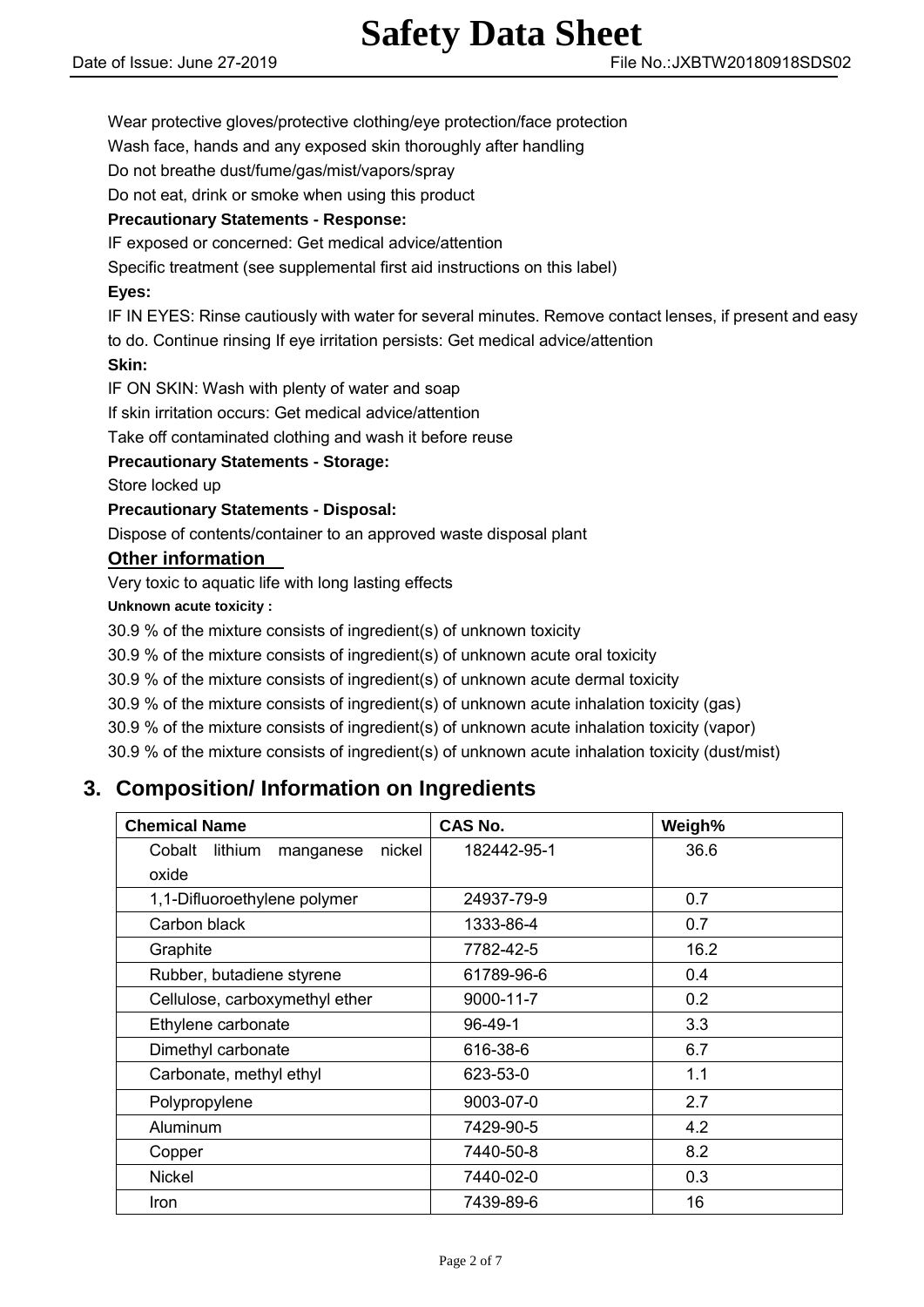Wear protective gloves/protective clothing/eye protection/face protection

Wash face, hands and any exposed skin thoroughly after handling

Do not breathe dust/fume/gas/mist/vapors/spray

Do not eat, drink or smoke when using this product

**Precautionary Statements - Response:**

IF exposed or concerned: Get medical advice/attention

Specific treatment (see supplemental first aid instructions on this label)

**Eyes:**

IF IN EYES: Rinse cautiously with water for several minutes. Remove contact lenses, if present and easy to do. Continue rinsing If eye irritation persists: Get medical advice/attention

**Skin:**

IF ON SKIN: Wash with plenty of water and soap

If skin irritation occurs: Get medical advice/attention

Take off contaminated clothing and wash it before reuse

**Precautionary Statements - Storage:**

Store locked up

**Precautionary Statements - Disposal:**

Dispose of contents/container to an approved waste disposal plant

**Other information**

Very toxic to aquatic life with long lasting effects

**Unknown acute toxicity :**

30.9 % of the mixture consists of ingredient(s) of unknown toxicity

30.9 % of the mixture consists of ingredient(s) of unknown acute oral toxicity

30.9 % of the mixture consists of ingredient(s) of unknown acute dermal toxicity

30.9 % of the mixture consists of ingredient(s) of unknown acute inhalation toxicity (gas)

30.9 % of the mixture consists of ingredient(s) of unknown acute inhalation toxicity (vapor)

30.9 % of the mixture consists of ingredient(s) of unknown acute inhalation toxicity (dust/mist)

## 3. Composition/ Information on Ingredients

| Chemical Name | CAS No. | Weigh% |
|---|---|---|
| Cobalt lithium manganese nickel oxide | 182442-95-1 | 36.6 |
| 1,1-Difluoroethylene polymer | 24937-79-9 | 0.7 |
| Carbon black | 1333-86-4 | 0.7 |
| Graphite | 7782-42-5 | 16.2 |
| Rubber, butadiene styrene | 61789-96-6 | 0.4 |
| Cellulose, carboxymethyl ether | 9000-11-7 | 0.2 |
| Ethylene carbonate | 96-49-1 | 3.3 |
| Dimethyl carbonate | 616-38-6 | 6.7 |
| Carbonate, methyl ethyl | 623-53-0 | 1.1 |
| Polypropylene | 9003-07-0 | 2.7 |
| Aluminum | 7429-90-5 | 4.2 |
| Copper | 7440-50-8 | 8.2 |
| Nickel | 7440-02-0 | 0.3 |
| Iron | 7439-89-6 | 16 |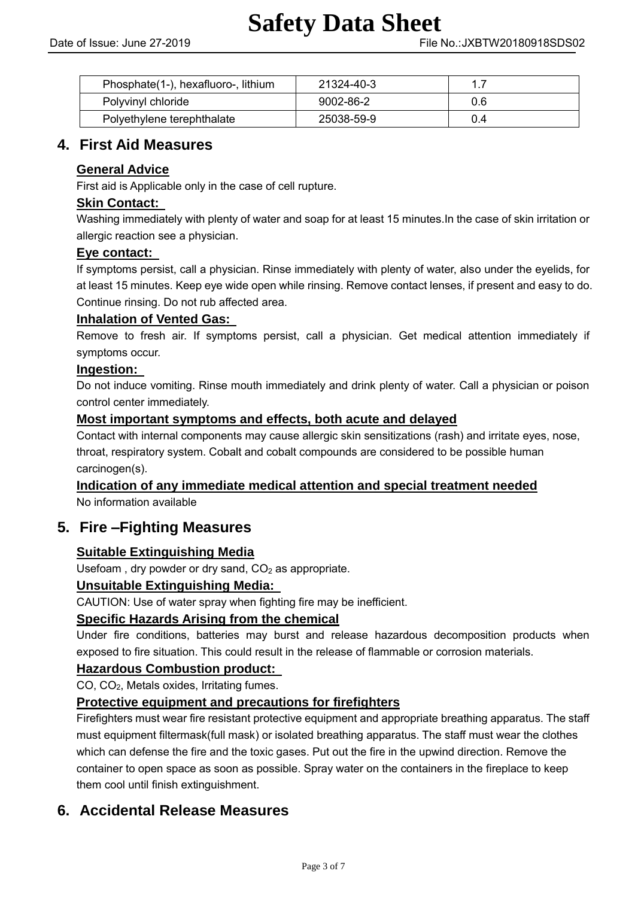| Phosphate(1-), hexafluoro-, lithium | 21324-40-3 | 1.7 |
|---|---|---|
| Polyvinyl chloride | 9002-86-2 | 0.6 |
| Polyethylene terephthalate | 25038-59-9 | 0.4 |

## 4. First Aid Measures

### General Advice

First aid is Applicable only in the case of cell rupture.

### Skin Contact:

Washing immediately with plenty of water and soap for at least 15 minutes.In the case of skin irritation or allergic reaction see a physician.

### Eye contact:

If symptoms persist, call a physician. Rinse immediately with plenty of water, also under the eyelids, for at least 15 minutes. Keep eye wide open while rinsing. Remove contact lenses, if present and easy to do. Continue rinsing. Do not rub affected area.

### Inhalation of Vented Gas:

Remove to fresh air. If symptoms persist, call a physician. Get medical attention immediately if symptoms occur.

### Ingestion:

Do not induce vomiting. Rinse mouth immediately and drink plenty of water. Call a physician or poison control center immediately.

### Most important symptoms and effects, both acute and delayed

Contact with internal components may cause allergic skin sensitizations (rash) and irritate eyes, nose, throat, respiratory system. Cobalt and cobalt compounds are considered to be possible human carcinogen(s).

### Indication of any immediate medical attention and special treatment needed

No information available

## 5. Fire –Fighting Measures

### Suitable Extinguishing Media

Usefoam , dry powder or dry sand, $CO_2$ as appropriate.

### Unsuitable Extinguishing Media:

CAUTION: Use of water spray when fighting fire may be inefficient.

### Specific Hazards Arising from the chemical

Under fire conditions, batteries may burst and release hazardous decomposition products when exposed to fire situation. This could result in the release of flammable or corrosion materials.

### Hazardous Combustion product:

CO, $CO_2$, Metals oxides, Irritating fumes.

### Protective equipment and precautions for firefighters

Firefighters must wear fire resistant protective equipment and appropriate breathing apparatus. The staff must equipment filtermask(full mask) or isolated breathing apparatus. The staff must wear the clothes which can defense the fire and the toxic gases. Put out the fire in the upwind direction. Remove the container to open space as soon as possible. Spray water on the containers in the fireplace to keep them cool until finish extinguishment.

## 6. Accidental Release Measures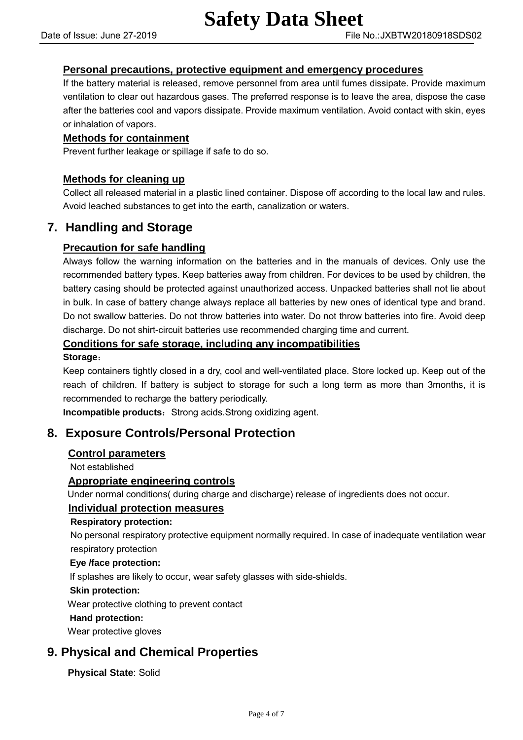### Personal precautions, protective equipment and emergency procedures

If the battery material is released, remove personnel from area until fumes dissipate. Provide maximum ventilation to clear out hazardous gases. The preferred response is to leave the area, dispose the case after the batteries cool and vapors dissipate. Provide maximum ventilation. Avoid contact with skin, eyes or inhalation of vapors.

### Methods for containment

Prevent further leakage or spillage if safe to do so.

### Methods for cleaning up

Collect all released material in a plastic lined container. Dispose off according to the local law and rules. Avoid leached substances to get into the earth, canalization or waters.

## 7. Handling and Storage

### Precaution for safe handling

Always follow the warning information on the batteries and in the manuals of devices. Only use the recommended battery types. Keep batteries away from children. For devices to be used by children, the battery casing should be protected against unauthorized access. Unpacked batteries shall not lie about in bulk. In case of battery change always replace all batteries by new ones of identical type and brand. Do not swallow batteries. Do not throw batteries into water. Do not throw batteries into fire. Avoid deep discharge. Do not shirt-circuit batteries use recommended charging time and current.

### Conditions for safe storage, including any incompatibilities

**Storage**：

Keep containers tightly closed in a dry, cool and well-ventilated place. Store locked up. Keep out of the reach of children. If battery is subject to storage for such a long term as more than 3months, it is recommended to recharge the battery periodically.

**Incompatible products**：Strong acids.Strong oxidizing agent.

## 8. Exposure Controls/Personal Protection

### Control parameters

Not established

### Appropriate engineering controls

Under normal conditions( during charge and discharge) release of ingredients does not occur.

### Individual protection measures

**Respiratory protection:**

No personal respiratory protective equipment normally required. In case of inadequate ventilation wear respiratory protection

**Eye /face protection:**

If splashes are likely to occur, wear safety glasses with side-shields.

**Skin protection:**

Wear protective clothing to prevent contact

**Hand protection:**

Wear protective gloves

## 9. Physical and Chemical Properties

**Physical State**: Solid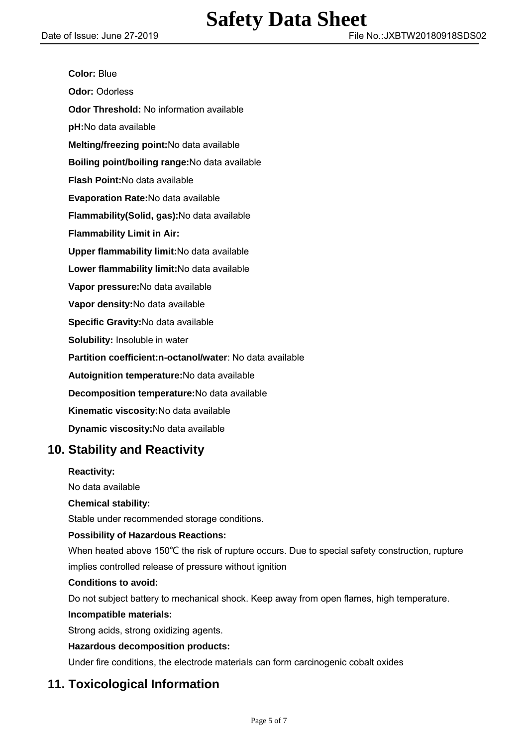**Color:** Blue

**Odor:** Odorless

**Odor Threshold:** No information available

**pH:**No data available

**Melting/freezing point:**No data available

**Boiling point/boiling range:**No data available

**Flash Point:**No data available

**Evaporation Rate:**No data available

**Flammability(Solid, gas):**No data available

**Flammability Limit in Air:**

**Upper flammability limit:**No data available

**Lower flammability limit:**No data available

**Vapor pressure:**No data available

**Vapor density:**No data available

**Specific Gravity:**No data available

**Solubility:** Insoluble in water

**Partition coefficient:n-octanol/water**: No data available

**Autoignition temperature:**No data available

**Decomposition temperature:**No data available

**Kinematic viscosity:**No data available

**Dynamic viscosity:**No data available

## 10. Stability and Reactivity

**Reactivity:**

No data available

**Chemical stability:**

Stable under recommended storage conditions.

**Possibility of Hazardous Reactions:**

When heated above 150℃ the risk of rupture occurs. Due to special safety construction, rupture implies controlled release of pressure without ignition

**Conditions to avoid:**

Do not subject battery to mechanical shock. Keep away from open flames, high temperature.

**Incompatible materials:**

Strong acids, strong oxidizing agents.

**Hazardous decomposition products:**

Under fire conditions, the electrode materials can form carcinogenic cobalt oxides

## 11. Toxicological Information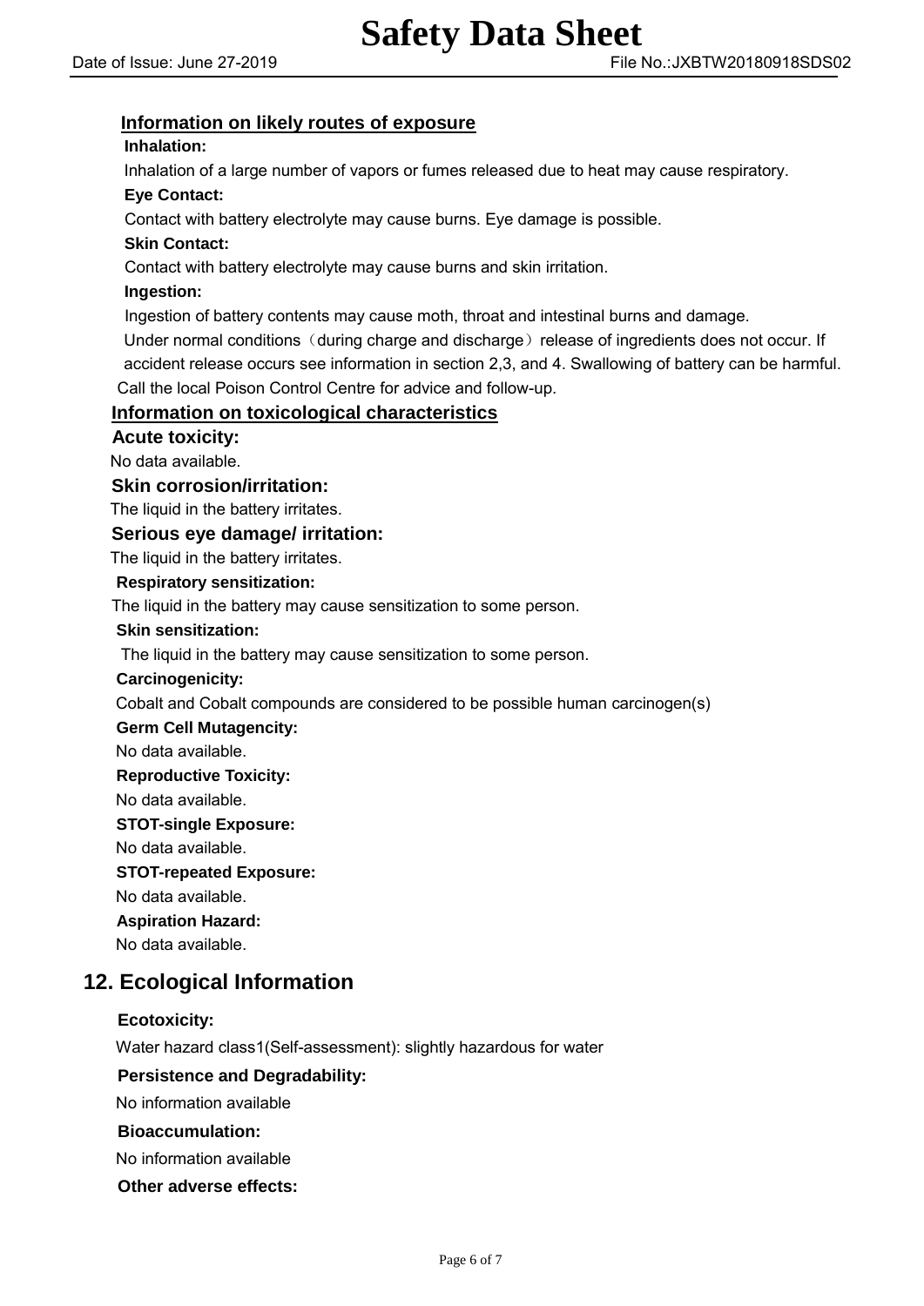### Information on likely routes of exposure

**Inhalation:**

Inhalation of a large number of vapors or fumes released due to heat may cause respiratory.

**Eye Contact:**

Contact with battery electrolyte may cause burns. Eye damage is possible.

**Skin Contact:**

Contact with battery electrolyte may cause burns and skin irritation.

**Ingestion:**

Ingestion of battery contents may cause moth, throat and intestinal burns and damage.

Under normal conditions（during charge and discharge）release of ingredients does not occur. If accident release occurs see information in section 2,3, and 4. Swallowing of battery can be harmful.

Call the local Poison Control Centre for advice and follow-up.

### Information on toxicological characteristics

**Acute toxicity:**

No data available.

**Skin corrosion/irritation:**

The liquid in the battery irritates.

**Serious eye damage/ irritation:**

The liquid in the battery irritates.

**Respiratory sensitization:**

The liquid in the battery may cause sensitization to some person.

**Skin sensitization:**

The liquid in the battery may cause sensitization to some person.

**Carcinogenicity:**

Cobalt and Cobalt compounds are considered to be possible human carcinogen(s)

**Germ Cell Mutagencity:**

No data available.

**Reproductive Toxicity:**

No data available.

**STOT-single Exposure:**

No data available.

**STOT-repeated Exposure:**

No data available.

**Aspiration Hazard:**

No data available.

## 12. Ecological Information

**Ecotoxicity:**

Water hazard class1(Self-assessment): slightly hazardous for water

**Persistence and Degradability:**

No information available

**Bioaccumulation:**

No information available

**Other adverse effects:**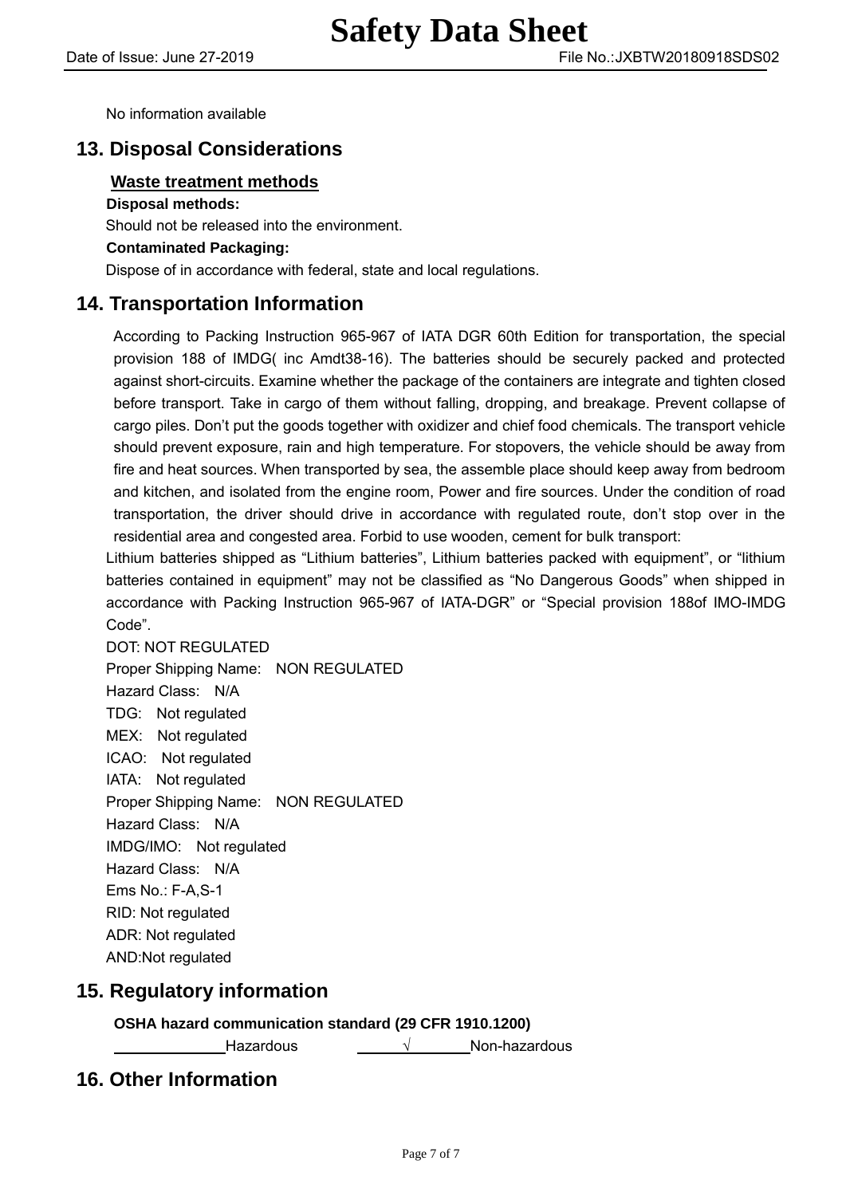No information available

## 13. Disposal Considerations

### Waste treatment methods

**Disposal methods:**

Should not be released into the environment.

**Contaminated Packaging:**

Dispose of in accordance with federal, state and local regulations.

## 14. Transportation Information

According to Packing Instruction 965-967 of IATA DGR 60th Edition for transportation, the special provision 188 of IMDG( inc Amdt38-16). The batteries should be securely packed and protected against short-circuits. Examine whether the package of the containers are integrate and tighten closed before transport. Take in cargo of them without falling, dropping, and breakage. Prevent collapse of cargo piles. Don't put the goods together with oxidizer and chief food chemicals. The transport vehicle should prevent exposure, rain and high temperature. For stopovers, the vehicle should be away from fire and heat sources. When transported by sea, the assemble place should keep away from bedroom and kitchen, and isolated from the engine room, Power and fire sources. Under the condition of road transportation, the driver should drive in accordance with regulated route, don't stop over in the residential area and congested area. Forbid to use wooden, cement for bulk transport:

Lithium batteries shipped as "Lithium batteries", Lithium batteries packed with equipment", or "lithium batteries contained in equipment" may not be classified as "No Dangerous Goods" when shipped in accordance with Packing Instruction 965-967 of IATA-DGR" or "Special provision 188of IMO-IMDG Code".

DOT: NOT REGULATED

Proper Shipping Name: NON REGULATED

Hazard Class: N/A

TDG: Not regulated

MEX: Not regulated

ICAO: Not regulated

IATA: Not regulated

Proper Shipping Name: NON REGULATED

Hazard Class: N/A

IMDG/IMO: Not regulated

Hazard Class: N/A

Ems No.: F-A,S-1

RID: Not regulated

ADR: Not regulated

AND:Not regulated

## 15. Regulatory information

**OSHA hazard communication standard (29 CFR 1910.1200)**

\_\_\_\_\_\_\_\_\_\_ Hazardous \_\_\_\_√\_\_\_\_ Non-hazardous

## 16. Other Information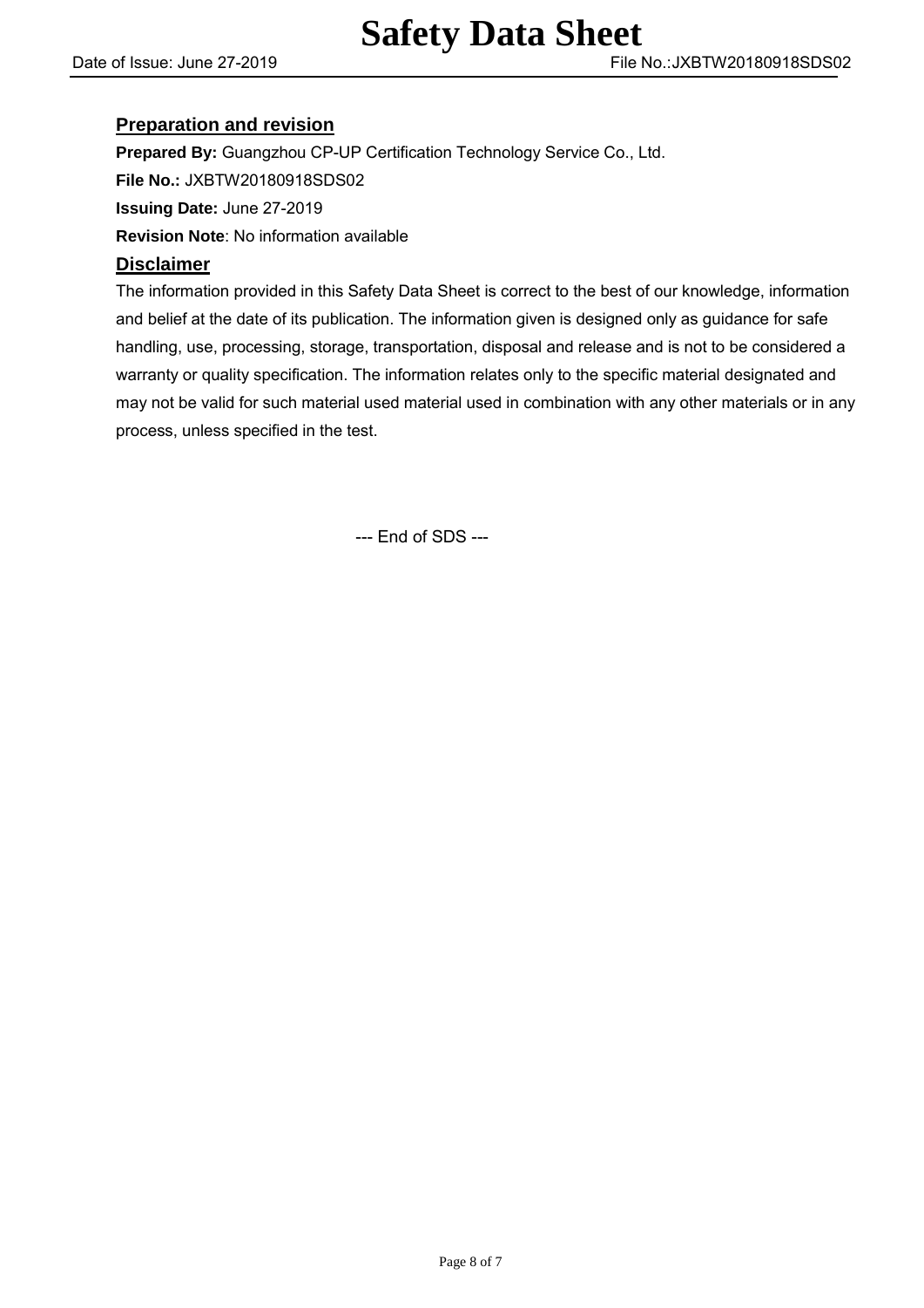## Preparation and revision

**Prepared By:** Guangzhou CP-UP Certification Technology Service Co., Ltd.

**File No.:** JXBTW20180918SDS02

**Issuing Date:** June 27-2019

**Revision Note**: No information available

## Disclaimer

The information provided in this Safety Data Sheet is correct to the best of our knowledge, information and belief at the date of its publication. The information given is designed only as guidance for safe handling, use, processing, storage, transportation, disposal and release and is not to be considered a warranty or quality specification. The information relates only to the specific material designated and may not be valid for such material used material used in combination with any other materials or in any process, unless specified in the test.

--- End of SDS ---